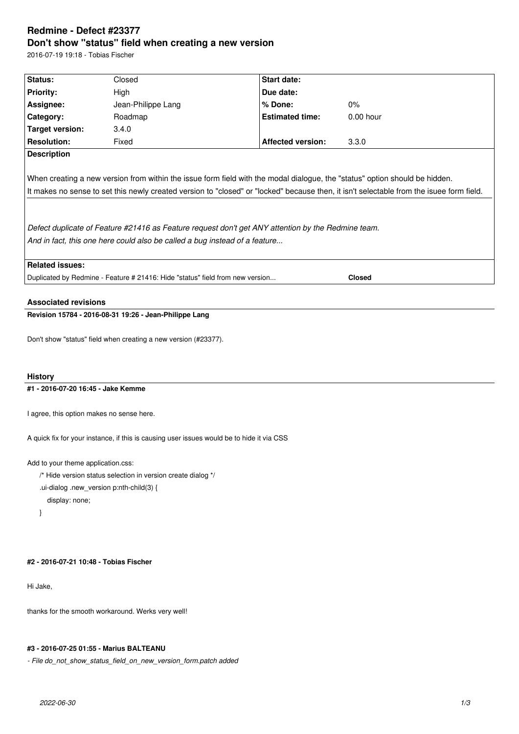# Redmine - Defect #23377

## Don't show "status" field when creating a new version

2016-07-19 19:18 - Tobias Fischer

| Status: | Closed | Start date: | |
|---|---|---|---|
| Priority: | High | Due date: | |
| Assignee: | Jean-Philippe Lang | % Done: | 0% |
| Category: | Roadmap | Estimated time: | 0.00 hour |
| Target version: | 3.4.0 | | |
| Resolution: | Fixed | Affected version: | 3.3.0 |

**Description**

When creating a new version from within the issue form field with the modal dialogue, the "status" option should be hidden.
It makes no sense to set this newly created version to "closed" or "locked" because then, it isn't selectable from the isuee form field.

*Defect duplicate of Feature #21416 as Feature request don't get ANY attention by the Redmine team.*
*And in fact, this one here could also be called a bug instead of a feature...*

**Related issues:**

Duplicated by Redmine - Feature # 21416: Hide "status" field from new version... **Closed**

### Associated revisions

**Revision 15784 - 2016-08-31 19:26 - Jean-Philippe Lang**

Don't show "status" field when creating a new version (#23377).

### History

**#1 - 2016-07-20 16:45 - Jake Kemme**

I agree, this option makes no sense here.

A quick fix for your instance, if this is causing user issues would be to hide it via CSS

Add to your theme application.css:

```
/* Hide version status selection in version create dialog */
.ui-dialog .new_version p:nth-child(3) {
  display: none;
}
```

**#2 - 2016-07-21 10:48 - Tobias Fischer**

Hi Jake,

thanks for the smooth workaround. Werks very well!

**#3 - 2016-07-25 01:55 - Marius BALTEANU**

*- File do_not_show_status_field_on_new_version_form.patch added*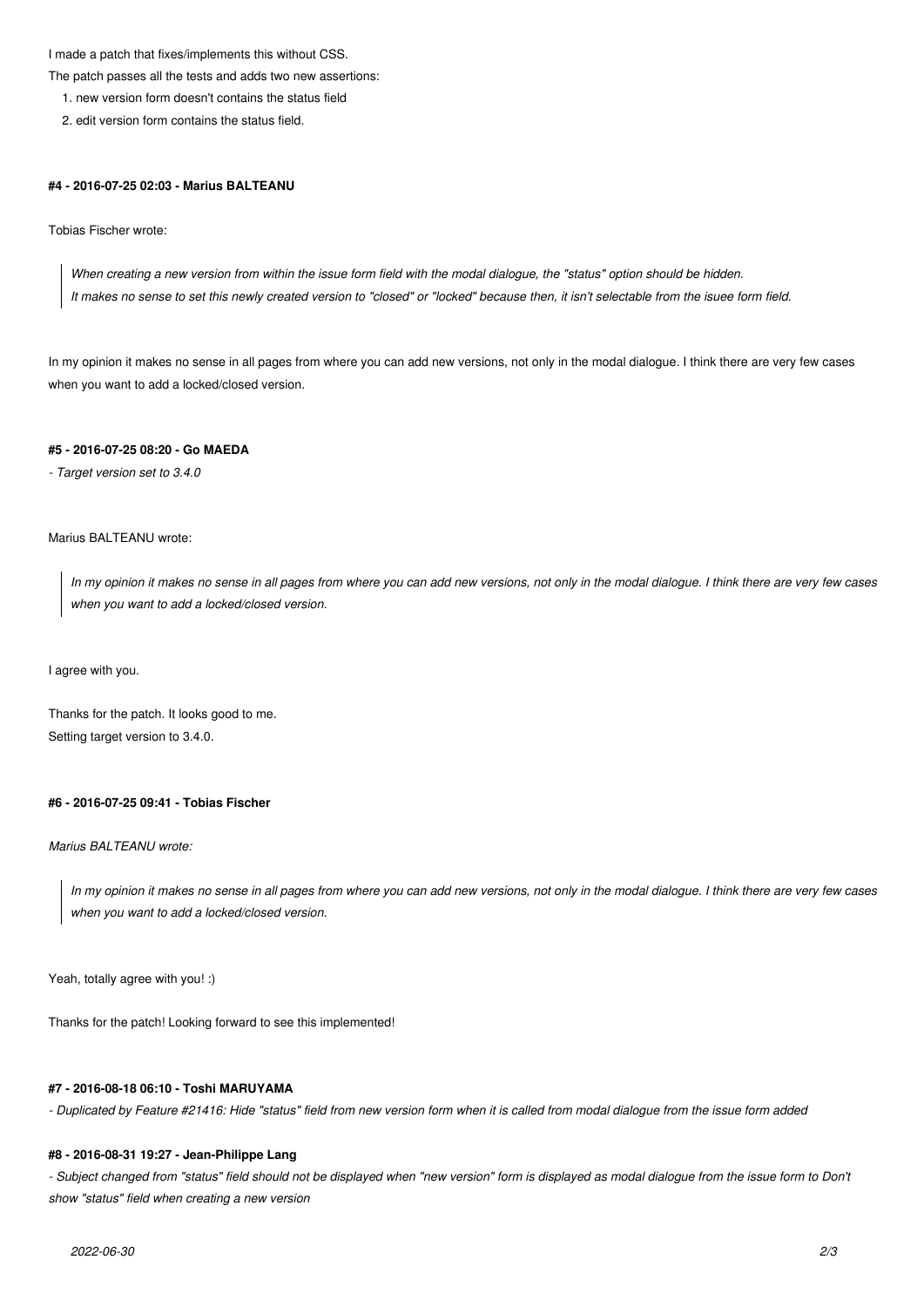I made a patch that fixes/implements this without CSS.

The patch passes all the tests and adds two new assertions:

1. new version form doesn't contains the status field
2. edit version form contains the status field.

#### #4 - 2016-07-25 02:03 - Marius BALTEANU

Tobias Fischer wrote:

> *When creating a new version from within the issue form field with the modal dialogue, the "status" option should be hidden.*
> *It makes no sense to set this newly created version to "closed" or "locked" because then, it isn't selectable from the isuee form field.*

In my opinion it makes no sense in all pages from where you can add new versions, not only in the modal dialogue. I think there are very few cases when you want to add a locked/closed version.

#### #5 - 2016-07-25 08:20 - Go MAEDA

*- Target version set to 3.4.0*

Marius BALTEANU wrote:

> *In my opinion it makes no sense in all pages from where you can add new versions, not only in the modal dialogue. I think there are very few cases when you want to add a locked/closed version.*

I agree with you.

Thanks for the patch. It looks good to me.
Setting target version to 3.4.0.

#### #6 - 2016-07-25 09:41 - Tobias Fischer

*Marius BALTEANU wrote:*

> *In my opinion it makes no sense in all pages from where you can add new versions, not only in the modal dialogue. I think there are very few cases when you want to add a locked/closed version.*

Yeah, totally agree with you! :)

Thanks for the patch! Looking forward to see this implemented!

#### #7 - 2016-08-18 06:10 - Toshi MARUYAMA

*- Duplicated by Feature #21416: Hide "status" field from new version form when it is called from modal dialogue from the issue form added*

#### #8 - 2016-08-31 19:27 - Jean-Philippe Lang

*- Subject changed from "status" field should not be displayed when "new version" form is displayed as modal dialogue from the issue form to Don't show "status" field when creating a new version*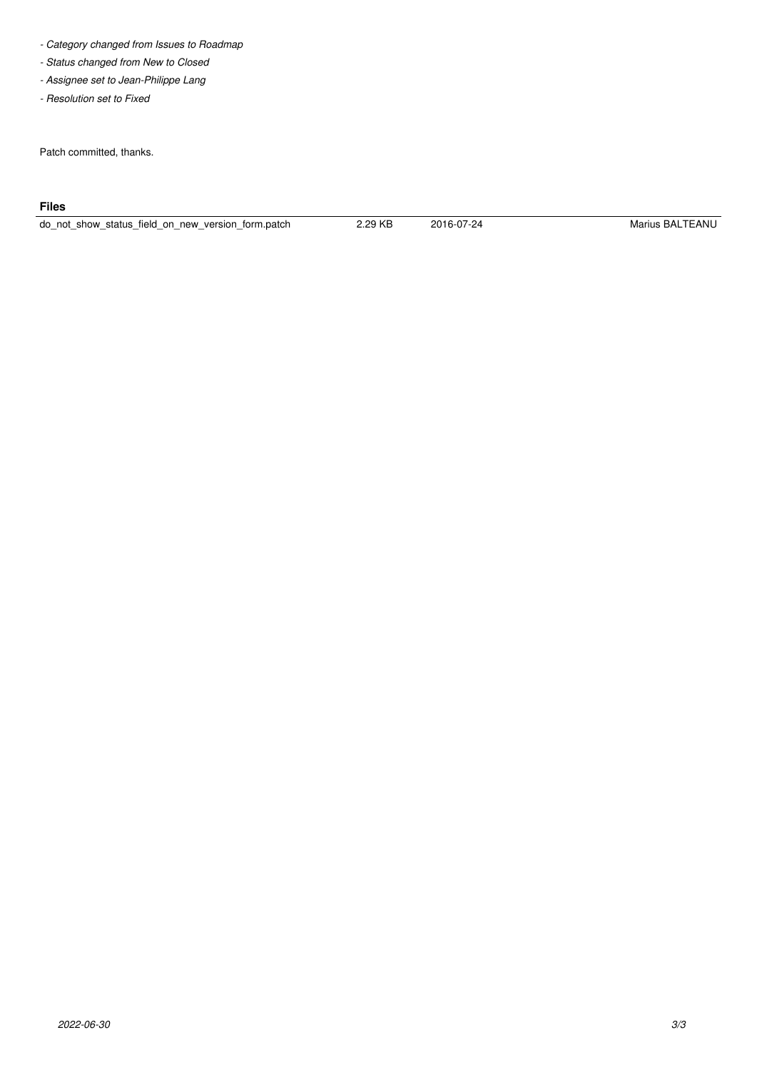- *Category changed from Issues to Roadmap*
- *Status changed from New to Closed*
- *Assignee set to Jean-Philippe Lang*
- *Resolution set to Fixed*

Patch committed, thanks.

**Files**

| | | | |
|---|---|---|---|
| do_not_show_status_field_on_new_version_form.patch | 2.29 KB | 2016-07-24 | Marius BALTEANU |